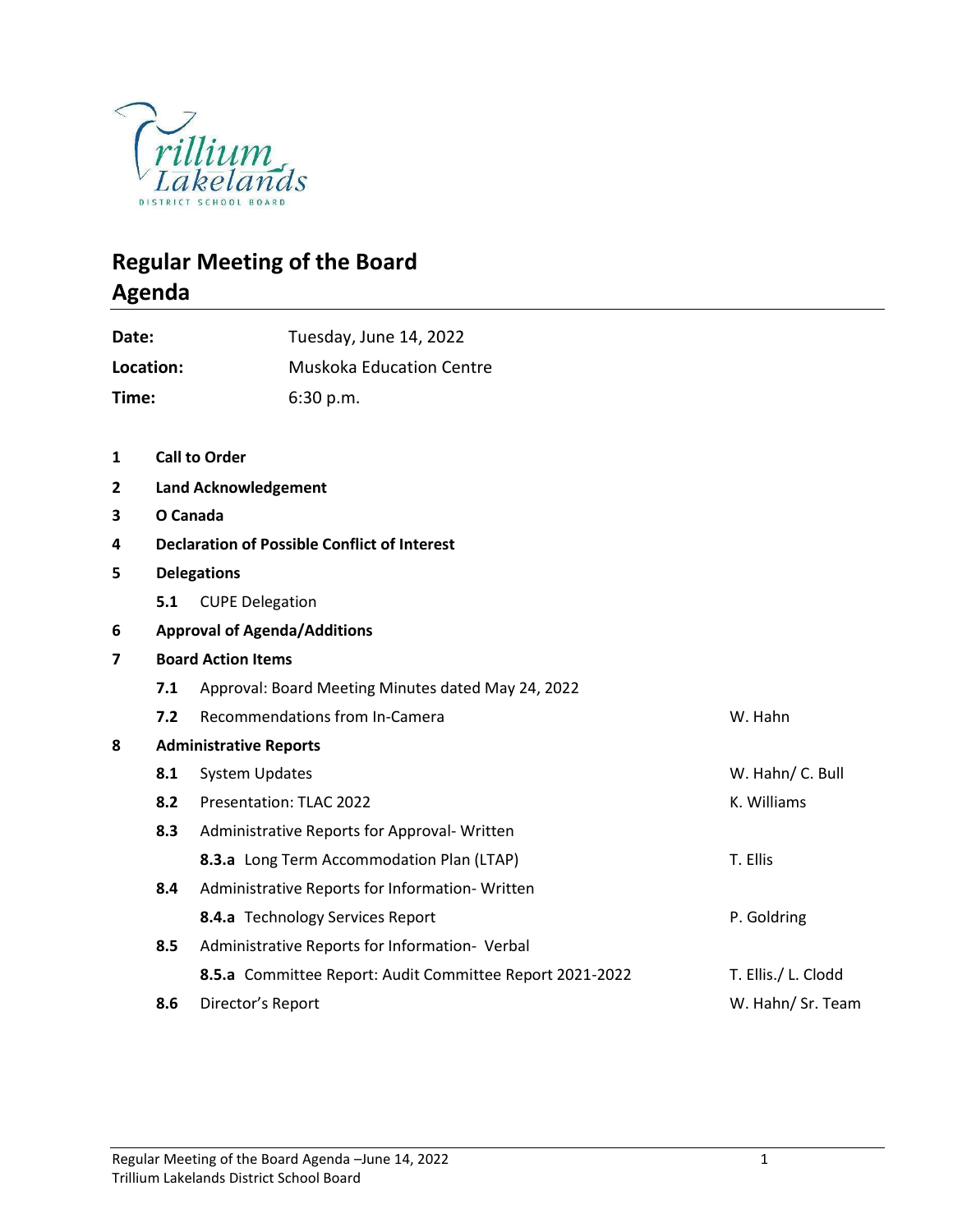# Regular Meeting of the Board Agenda

| | |
|---|---|
| **Date:** | Tuesday, June 14, 2022 |
| **Location:** | Muskoka Education Centre |
| **Time:** | 6:30 p.m. |

| | | | |
|---|---|---|---|
| **1** | **Call to Order** | | |
| **2** | **Land Acknowledgement** | | |
| **3** | **O Canada** | | |
| **4** | **Declaration of Possible Conflict of Interest** | | |
| **5** | **Delegations** | | |
| | **5.1** | CUPE Delegation | |
| **6** | **Approval of Agenda/Additions** | | |
| **7** | **Board Action Items** | | |
| | **7.1** | Approval: Board Meeting Minutes dated May 24, 2022 | |
| | **7.2** | Recommendations from In-Camera | W. Hahn |
| **8** | **Administrative Reports** | | |
| | **8.1** | System Updates | W. Hahn/ C. Bull |
| | **8.2** | Presentation: TLAC 2022 | K. Williams |
| | **8.3** | Administrative Reports for Approval- Written | |
| | | **8.3.a** Long Term Accommodation Plan (LTAP) | T. Ellis |
| | **8.4** | Administrative Reports for Information- Written | |
| | | **8.4.a** Technology Services Report | P. Goldring |
| | **8.5** | Administrative Reports for Information- Verbal | |
| | | **8.5.a** Committee Report: Audit Committee Report 2021-2022 | T. Ellis./ L. Clodd |
| | **8.6** | Director's Report | W. Hahn/ Sr. Team |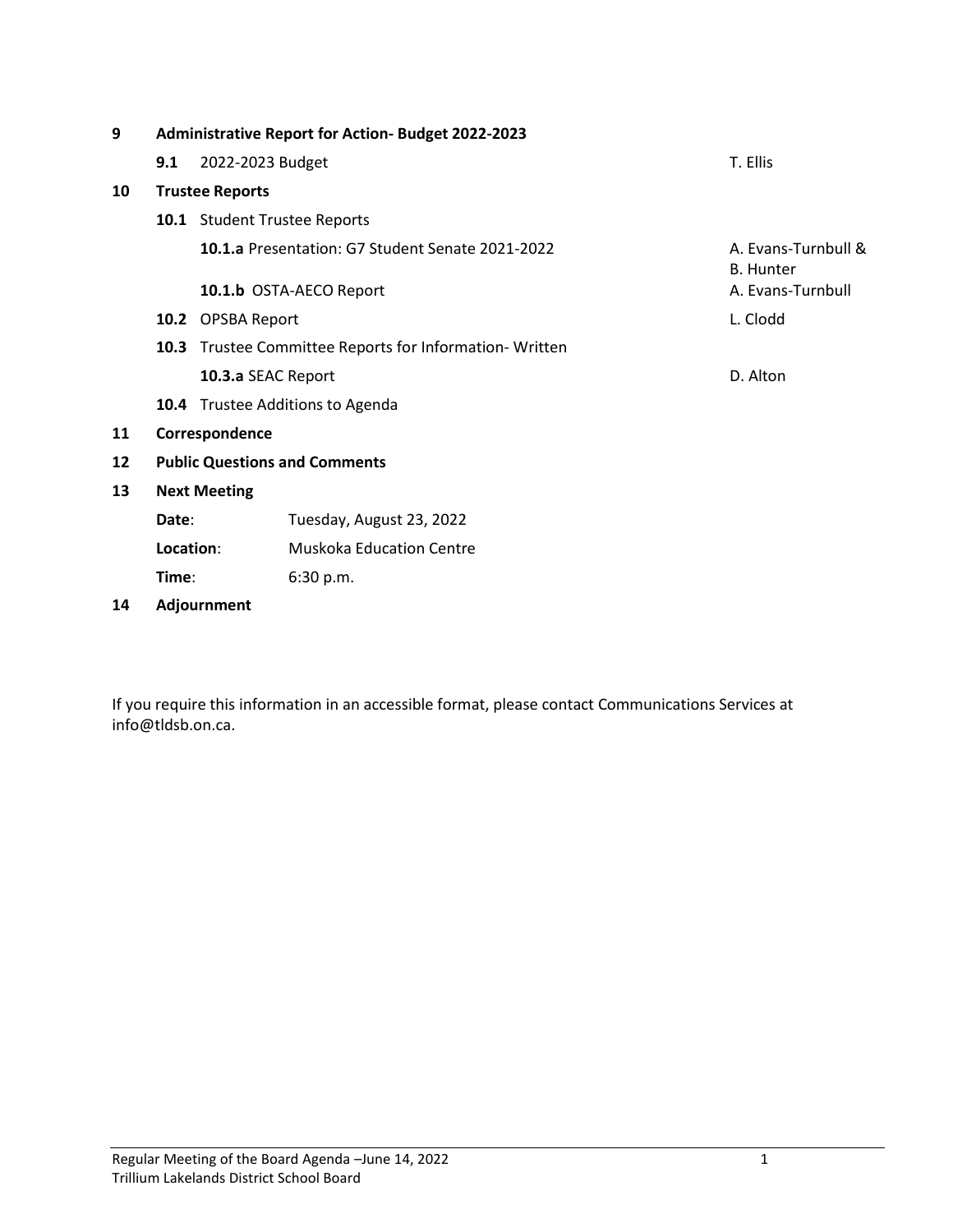**9 Administrative Report for Action- Budget 2022-2023**

**9.1** 2022-2023 Budget — T. Ellis

**10 Trustee Reports**

**10.1** Student Trustee Reports

**10.1.a** Presentation: G7 Student Senate 2021-2022 — A. Evans-Turnbull & B. Hunter

**10.1.b** OSTA-AECO Report — A. Evans-Turnbull

**10.2** OPSBA Report — L. Clodd

**10.3** Trustee Committee Reports for Information- Written

**10.3.a** SEAC Report — D. Alton

**10.4** Trustee Additions to Agenda

**11 Correspondence**

**12 Public Questions and Comments**

**13 Next Meeting**

**Date**: Tuesday, August 23, 2022

**Location**: Muskoka Education Centre

**Time**: 6:30 p.m.

**14 Adjournment**

If you require this information in an accessible format, please contact Communications Services at info@tldsb.on.ca.